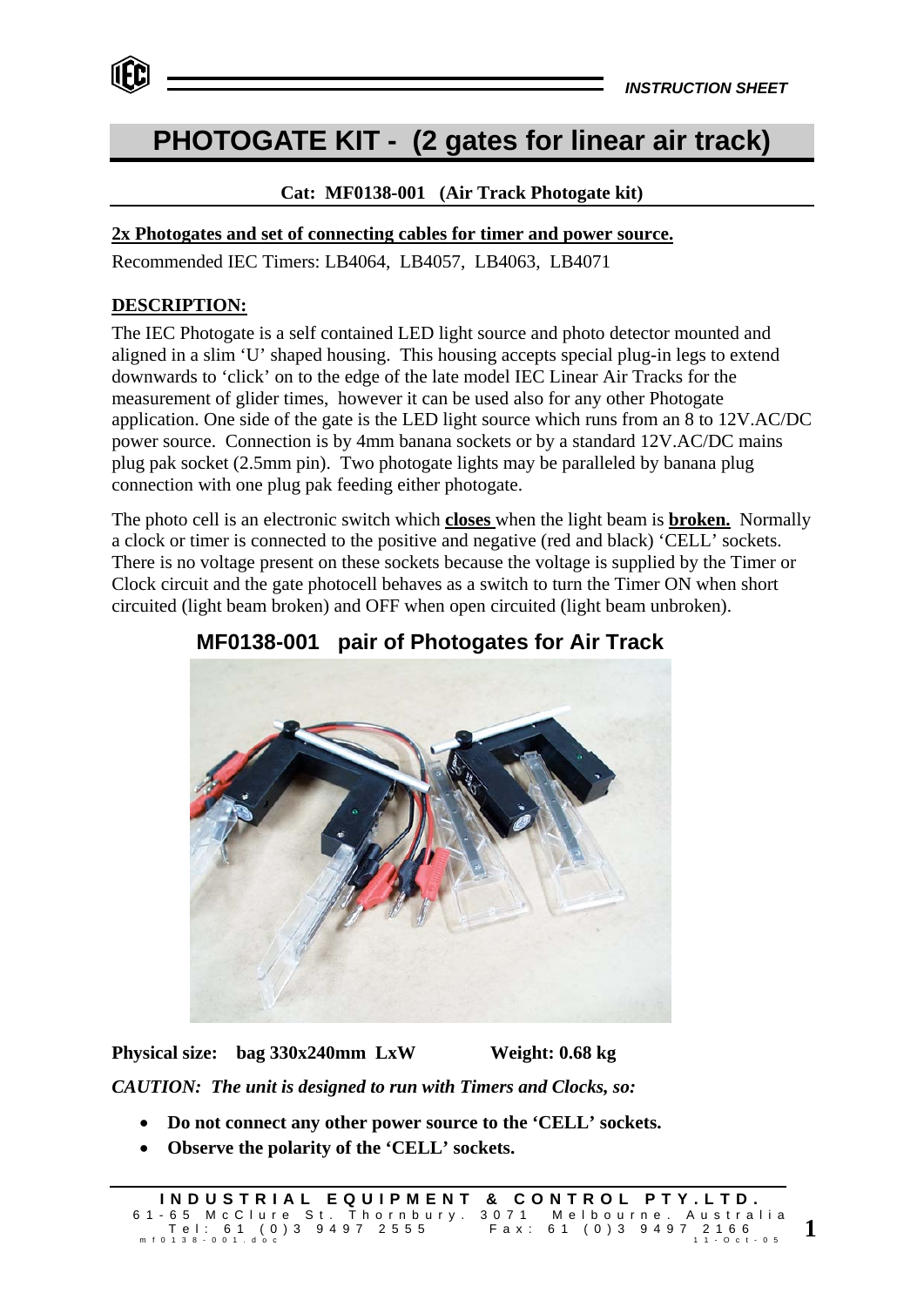*INSTRUCTION SHEET*

# PHOTOGATE KIT - (2 gates for linear air track)

**Cat: MF0138-001 (Air Track Photogate kit)**

**2x Photogates and set of connecting cables for timer and power source.**

Recommended IEC Timers: LB4064, LB4057, LB4063, LB4071

## DESCRIPTION:

The IEC Photogate is a self contained LED light source and photo detector mounted and aligned in a slim 'U' shaped housing. This housing accepts special plug-in legs to extend downwards to 'click' on to the edge of the late model IEC Linear Air Tracks for the measurement of glider times, however it can be used also for any other Photogate application. One side of the gate is the LED light source which runs from an 8 to 12V.AC/DC power source. Connection is by 4mm banana sockets or by a standard 12V.AC/DC mains plug pak socket (2.5mm pin). Two photogate lights may be paralleled by banana plug connection with one plug pak feeding either photogate.

The photo cell is an electronic switch which **closes** when the light beam is **broken.** Normally a clock or timer is connected to the positive and negative (red and black) 'CELL' sockets. There is no voltage present on these sockets because the voltage is supplied by the Timer or Clock circuit and the gate photocell behaves as a switch to turn the Timer ON when short circuited (light beam broken) and OFF when open circuited (light beam unbroken).

**MF0138-001 pair of Photogates for Air Track**

**Physical size: bag 330x240mm LxW** **Weight: 0.68 kg**

***CAUTION: The unit is designed to run with Timers and Clocks, so:***

- **Do not connect any other power source to the 'CELL' sockets.**
- **Observe the polarity of the 'CELL' sockets.**

**INDUSTRIAL EQUIPMENT & CONTROL PTY.LTD.**
61-65 McClure St. Thornbury. 3071 Melbourne. Australia
Tel: 61 (0)3 9497 2555 Fax: 61 (0)3 9497 2166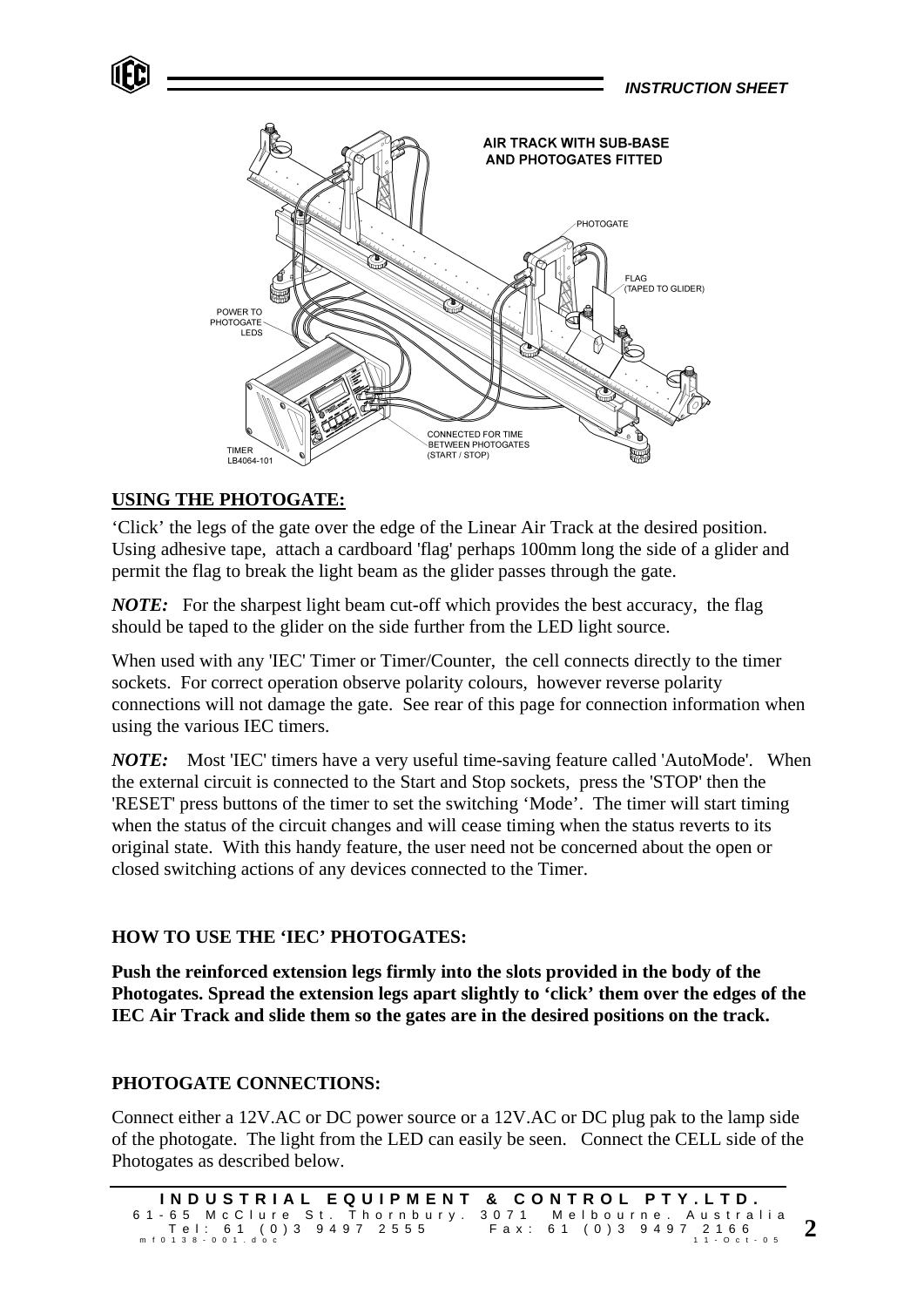## USING THE PHOTOGATE:

'Click' the legs of the gate over the edge of the Linear Air Track at the desired position. Using adhesive tape, attach a cardboard 'flag' perhaps 100mm long the side of a glider and permit the flag to break the light beam as the glider passes through the gate.

***NOTE:*** For the sharpest light beam cut-off which provides the best accuracy, the flag should be taped to the glider on the side further from the LED light source.

When used with any 'IEC' Timer or Timer/Counter, the cell connects directly to the timer sockets. For correct operation observe polarity colours, however reverse polarity connections will not damage the gate. See rear of this page for connection information when using the various IEC timers.

***NOTE:*** Most 'IEC' timers have a very useful time-saving feature called 'AutoMode'. When the external circuit is connected to the Start and Stop sockets, press the 'STOP' then the 'RESET' press buttons of the timer to set the switching 'Mode'. The timer will start timing when the status of the circuit changes and will cease timing when the status reverts to its original state. With this handy feature, the user need not be concerned about the open or closed switching actions of any devices connected to the Timer.

### HOW TO USE THE 'IEC' PHOTOGATES:

**Push the reinforced extension legs firmly into the slots provided in the body of the Photogates. Spread the extension legs apart slightly to 'click' them over the edges of the IEC Air Track and slide them so the gates are in the desired positions on the track.**

### PHOTOGATE CONNECTIONS:

Connect either a 12V.AC or DC power source or a 12V.AC or DC plug pak to the lamp side of the photogate. The light from the LED can easily be seen. Connect the CELL side of the Photogates as described below.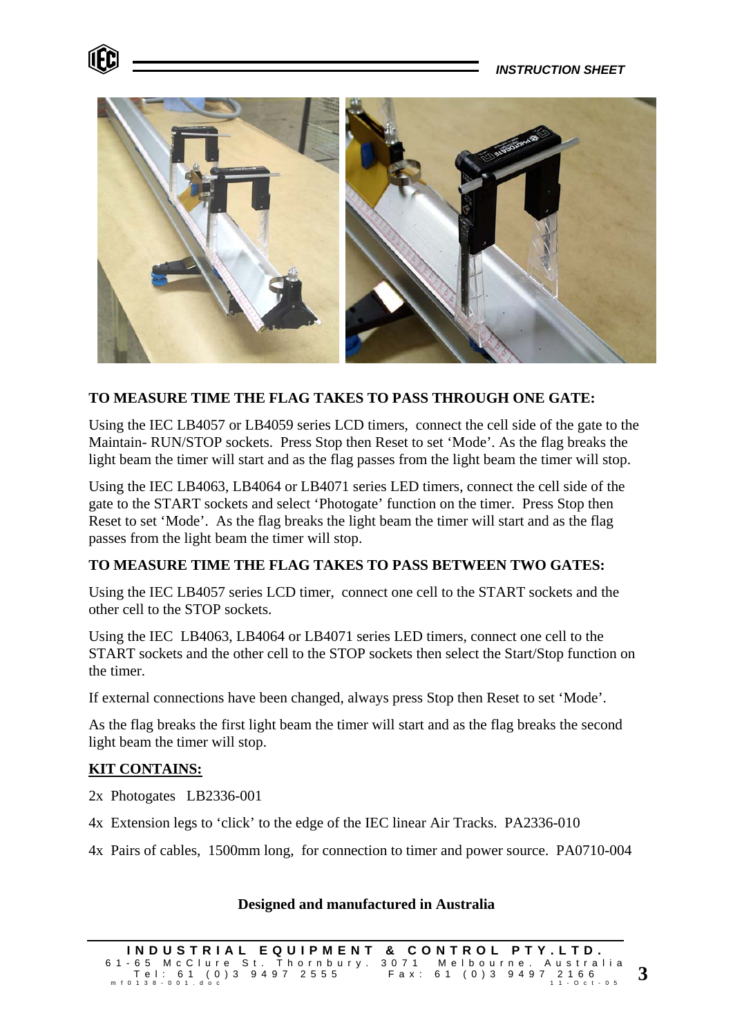## TO MEASURE TIME THE FLAG TAKES TO PASS THROUGH ONE GATE:

Using the IEC LB4057 or LB4059 series LCD timers, connect the cell side of the gate to the Maintain- RUN/STOP sockets. Press Stop then Reset to set 'Mode'. As the flag breaks the light beam the timer will start and as the flag passes from the light beam the timer will stop.

Using the IEC LB4063, LB4064 or LB4071 series LED timers, connect the cell side of the gate to the START sockets and select 'Photogate' function on the timer. Press Stop then Reset to set 'Mode'. As the flag breaks the light beam the timer will start and as the flag passes from the light beam the timer will stop.

## TO MEASURE TIME THE FLAG TAKES TO PASS BETWEEN TWO GATES:

Using the IEC LB4057 series LCD timer, connect one cell to the START sockets and the other cell to the STOP sockets.

Using the IEC LB4063, LB4064 or LB4071 series LED timers, connect one cell to the START sockets and the other cell to the STOP sockets then select the Start/Stop function on the timer.

If external connections have been changed, always press Stop then Reset to set 'Mode'.

As the flag breaks the first light beam the timer will start and as the flag breaks the second light beam the timer will stop.

## KIT CONTAINS:

2x Photogates LB2336-001

4x Extension legs to 'click' to the edge of the IEC linear Air Tracks. PA2336-010

4x Pairs of cables, 1500mm long, for connection to timer and power source. PA0710-004

**Designed and manufactured in Australia**

**INDUSTRIAL EQUIPMENT & CONTROL PTY.LTD.**
61-65 McClure St. Thornbury. 3071 Melbourne. Australia
Tel: 61 (0)3 9497 2555 Fax: 61 (0)3 9497 2166